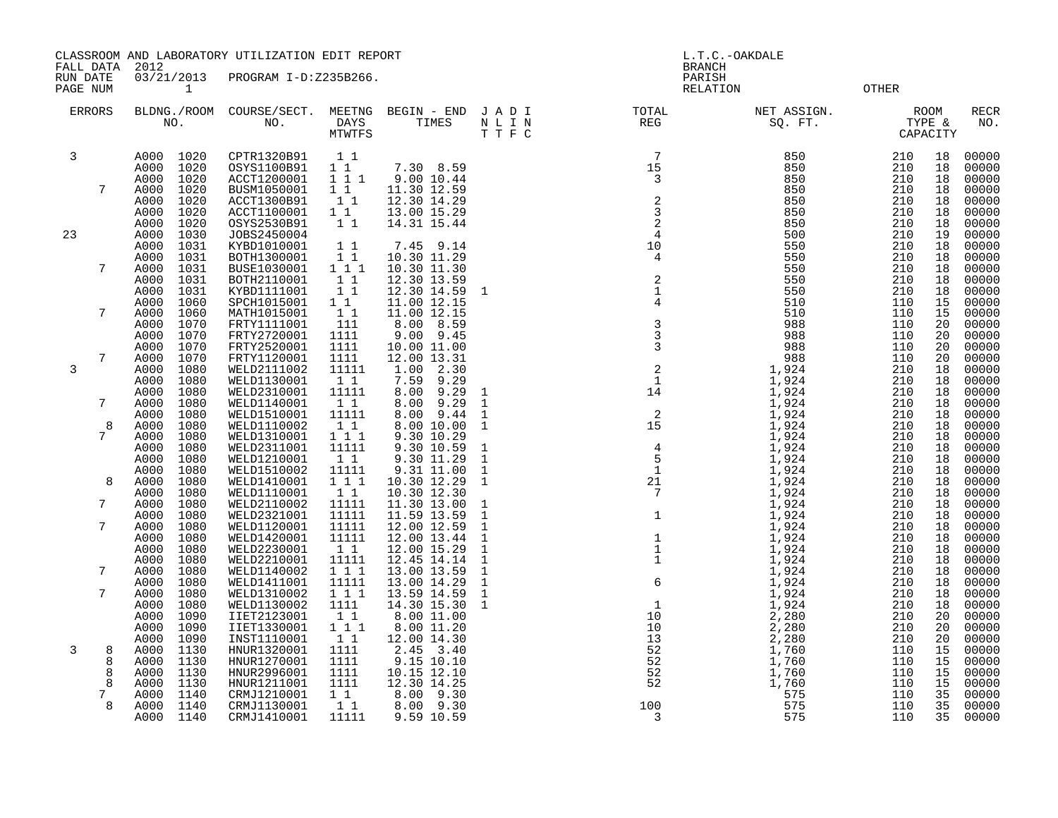CLASSROOM AND LABORATORY UTILIZATION EDIT REPORT
FALL DATA 2012
RUN DATE 03/21/2013 PROGRAM I-D:Z235B266.
PAGE NUM 1

L.T.C.-OAKDALE
BRANCH
PARISH
RELATION OTHER

| ERRORS | | BLDNG./ROOM NO. | | COURSE/SECT. NO. | MEETNG DAYS MTWTFS | BEGIN - END TIMES | J A D I N L I N T T F C | TOTAL REG | NET ASSIGN. SQ. FT. | ROOM TYPE & CAPACITY | | RECR NO. |
|---|---|---|---|---|---|---|---|---|---|---|---|---|
| 3 | | A000 | 1020 | CPTR1320B91 | 1 1 | | | 7 | 850 | 210 | 18 | 00000 |
| | | A000 | 1020 | OSYS1100B91 | 1 1 | 7.30 8.59 | | 15 | 850 | 210 | 18 | 00000 |
| | | A000 | 1020 | ACCT1200001 | 1 1 1 | 9.00 10.44 | | 3 | 850 | 210 | 18 | 00000 |
| | 7 | A000 | 1020 | BUSM1050001 | 1 1 | 11.30 12.59 | | | 850 | 210 | 18 | 00000 |
| | | A000 | 1020 | ACCT1300B91 | 1 1 | 12.30 14.29 | | 2 | 850 | 210 | 18 | 00000 |
| | | A000 | 1020 | ACCT1100001 | 1 1 | 13.00 15.29 | | 3 | 850 | 210 | 18 | 00000 |
| | | A000 | 1020 | OSYS2530B91 | 1 1 | 14.31 15.44 | | 2 | 850 | 210 | 18 | 00000 |
| 23 | | A000 | 1030 | JOBS2450004 | | | | 4 | 500 | 210 | 19 | 00000 |
| | | A000 | 1031 | KYBD1010001 | 1 1 | 7.45 9.14 | | 10 | 550 | 210 | 18 | 00000 |
| | | A000 | 1031 | BOTH1300001 | 1 1 | 10.30 11.29 | | 4 | 550 | 210 | 18 | 00000 |
| | 7 | A000 | 1031 | BUSE1030001 | 1 1 1 | 10.30 11.30 | | | 550 | 210 | 18 | 00000 |
| | | A000 | 1031 | BOTH2110001 | 1 1 | 12.30 13.59 | | 2 | 550 | 210 | 18 | 00000 |
| | | A000 | 1031 | KYBD1111001 | 1 1 | 12.30 14.59 | 1 | 1 | 550 | 210 | 18 | 00000 |
| | | A000 | 1060 | SPCH1015001 | 1 1 | 11.00 12.15 | | 4 | 510 | 110 | 15 | 00000 |
| | 7 | A000 | 1060 | MATH1015001 | 1 1 | 11.00 12.15 | | | 510 | 110 | 15 | 00000 |
| | | A000 | 1070 | FRTY1111001 | 111 | 8.00 8.59 | | 3 | 988 | 110 | 20 | 00000 |
| | | A000 | 1070 | FRTY2720001 | 1111 | 9.00 9.45 | | 3 | 988 | 110 | 20 | 00000 |
| | | A000 | 1070 | FRTY2520001 | 1111 | 10.00 11.00 | | 3 | 988 | 110 | 20 | 00000 |
| | 7 | A000 | 1070 | FRTY1120001 | 1111 | 12.00 13.31 | | | 988 | 110 | 20 | 00000 |
| 3 | | A000 | 1080 | WELD2111002 | 11111 | 1.00 2.30 | | 2 | 1,924 | 210 | 18 | 00000 |
| | | A000 | 1080 | WELD1130001 | 1 1 | 7.59 9.29 | | 1 | 1,924 | 210 | 18 | 00000 |
| | | A000 | 1080 | WELD2310001 | 11111 | 8.00 9.29 | 1 | 14 | 1,924 | 210 | 18 | 00000 |
| | 7 | A000 | 1080 | WELD1140001 | 1 1 | 8.00 9.29 | 1 | | 1,924 | 210 | 18 | 00000 |
| | | A000 | 1080 | WELD1510001 | 11111 | 8.00 9.44 | 1 | 2 | 1,924 | 210 | 18 | 00000 |
| | 8 | A000 | 1080 | WELD1110002 | 1 1 | 8.00 10.00 | 1 | 15 | 1,924 | 210 | 18 | 00000 |
| | 7 | A000 | 1080 | WELD1310001 | 1 1 1 | 9.30 10.29 | | | 1,924 | 210 | 18 | 00000 |
| | | A000 | 1080 | WELD2311001 | 11111 | 9.30 10.59 | 1 | 4 | 1,924 | 210 | 18 | 00000 |
| | | A000 | 1080 | WELD1210001 | 1 1 | 9.30 11.29 | 1 | 5 | 1,924 | 210 | 18 | 00000 |
| | | A000 | 1080 | WELD1510002 | 11111 | 9.31 11.00 | 1 | 1 | 1,924 | 210 | 18 | 00000 |
| | 8 | A000 | 1080 | WELD1410001 | 1 1 1 | 10.30 12.29 | 1 | 21 | 1,924 | 210 | 18 | 00000 |
| | | A000 | 1080 | WELD1110001 | 1 1 | 10.30 12.30 | | 7 | 1,924 | 210 | 18 | 00000 |
| | 7 | A000 | 1080 | WELD2110002 | 11111 | 11.30 13.00 | 1 | | 1,924 | 210 | 18 | 00000 |
| | | A000 | 1080 | WELD2321001 | 11111 | 11.59 13.59 | 1 | 1 | 1,924 | 210 | 18 | 00000 |
| | 7 | A000 | 1080 | WELD1120001 | 11111 | 12.00 12.59 | 1 | | 1,924 | 210 | 18 | 00000 |
| | | A000 | 1080 | WELD1420001 | 11111 | 12.00 13.44 | 1 | 1 | 1,924 | 210 | 18 | 00000 |
| | | A000 | 1080 | WELD2230001 | 1 1 | 12.00 15.29 | 1 | 1 | 1,924 | 210 | 18 | 00000 |
| | | A000 | 1080 | WELD2210001 | 11111 | 12.45 14.14 | 1 | 1 | 1,924 | 210 | 18 | 00000 |
| | 7 | A000 | 1080 | WELD1140002 | 1 1 1 | 13.00 13.59 | 1 | | 1,924 | 210 | 18 | 00000 |
| | | A000 | 1080 | WELD1411001 | 11111 | 13.00 14.29 | 1 | 6 | 1,924 | 210 | 18 | 00000 |
| | 7 | A000 | 1080 | WELD1310002 | 1 1 1 | 13.59 14.59 | 1 | | 1,924 | 210 | 18 | 00000 |
| | | A000 | 1080 | WELD1130002 | 1111 | 14.30 15.30 | 1 | 1 | 1,924 | 210 | 18 | 00000 |
| | | A000 | 1090 | IIET2123001 | 1 1 | 8.00 11.00 | | 10 | 2,280 | 210 | 20 | 00000 |
| | | A000 | 1090 | IIET1330001 | 1 1 1 | 8.00 11.20 | | 10 | 2,280 | 210 | 20 | 00000 |
| | | A000 | 1090 | INST1110001 | 1 1 | 12.00 14.30 | | 13 | 2,280 | 210 | 20 | 00000 |
| 3 | 8 | A000 | 1130 | HNUR1320001 | 1111 | 2.45 3.40 | | 52 | 1,760 | 110 | 15 | 00000 |
| | 8 | A000 | 1130 | HNUR1270001 | 1111 | 9.15 10.10 | | 52 | 1,760 | 110 | 15 | 00000 |
| | 8 | A000 | 1130 | HNUR2996001 | 1111 | 10.15 12.10 | | 52 | 1,760 | 110 | 15 | 00000 |
| | 8 | A000 | 1130 | HNUR1211001 | 1111 | 12.30 14.25 | | 52 | 1,760 | 110 | 15 | 00000 |
| | 7 | A000 | 1140 | CRMJ1210001 | 1 1 | 8.00 9.30 | | | 575 | 110 | 35 | 00000 |
| | 8 | A000 | 1140 | CRMJ1130001 | 1 1 | 8.00 9.30 | | 100 | 575 | 110 | 35 | 00000 |
| | | A000 | 1140 | CRMJ1410001 | 11111 | 9.59 10.59 | | 3 | 575 | 110 | 35 | 00000 |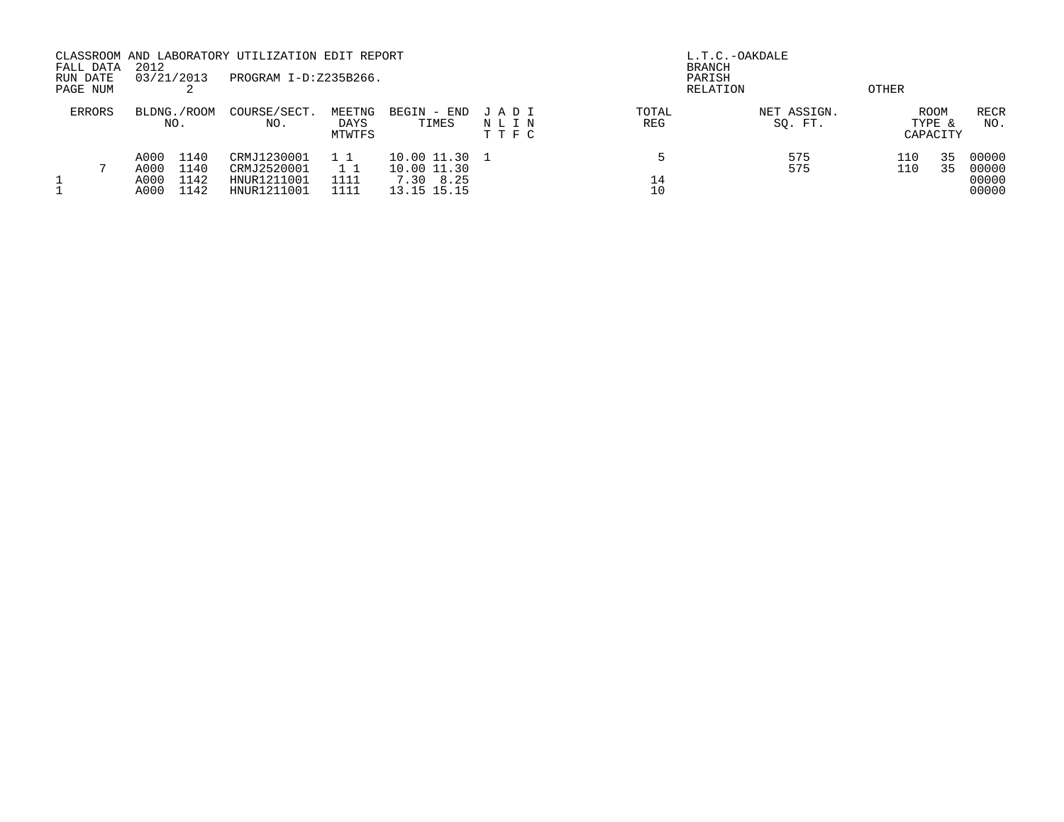CLASSROOM AND LABORATORY UTILIZATION EDIT REPORT
FALL DATA 2012
RUN DATE 03/21/2013 PROGRAM I-D:Z235B266.
PAGE NUM 2

L.T.C.-OAKDALE
BRANCH
PARISH
RELATION OTHER

| ERRORS | BLDNG./ROOM NO. | | COURSE/SECT. NO. | MEETNG DAYS MTWTFS | BEGIN - END TIMES | | J A D I N L I N T T F C | TOTAL REG | NET ASSIGN. SQ. FT. | ROOM TYPE & CAPACITY | | RECR NO. |
|---|---|---|---|---|---|---|---|---|---|---|---|---|
| | A000 | 1140 | CRMJ1230001 | 1 1 | 10.00 | 11.30 | 1 | 5 | 575 | 110 | 35 | 00000 |
| 7 | A000 | 1140 | CRMJ2520001 | 1 1 | 10.00 | 11.30 | | | 575 | 110 | 35 | 00000 |
| 1 | A000 | 1142 | HNUR1211001 | 1111 | 7.30 | 8.25 | | 14 | | | | 00000 |
| 1 | A000 | 1142 | HNUR1211001 | 1111 | 13.15 | 15.15 | | 10 | | | | 00000 |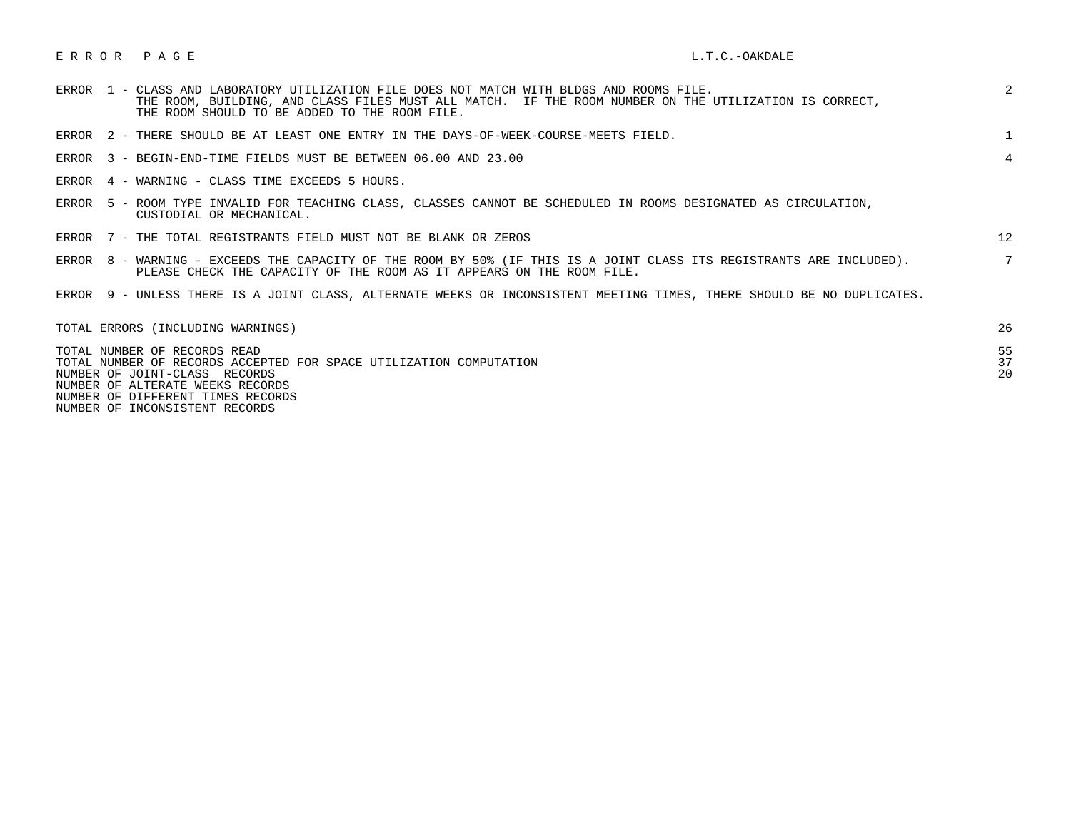# E R R O R   P A G E

L.T.C.-OAKDALE

| Error | Description | Count |
|---|---|---|
| ERROR 1 | CLASS AND LABORATORY UTILIZATION FILE DOES NOT MATCH WITH BLDGS AND ROOMS FILE. THE ROOM, BUILDING, AND CLASS FILES MUST ALL MATCH. IF THE ROOM NUMBER ON THE UTILIZATION IS CORRECT, THE ROOM SHOULD TO BE ADDED TO THE ROOM FILE. | 2 |
| ERROR 2 | THERE SHOULD BE AT LEAST ONE ENTRY IN THE DAYS-OF-WEEK-COURSE-MEETS FIELD. | 1 |
| ERROR 3 | BEGIN-END-TIME FIELDS MUST BE BETWEEN 06.00 AND 23.00 | 4 |
| ERROR 4 | WARNING - CLASS TIME EXCEEDS 5 HOURS. | |
| ERROR 5 | ROOM TYPE INVALID FOR TEACHING CLASS, CLASSES CANNOT BE SCHEDULED IN ROOMS DESIGNATED AS CIRCULATION, CUSTODIAL OR MECHANICAL. | |
| ERROR 7 | THE TOTAL REGISTRANTS FIELD MUST NOT BE BLANK OR ZEROS | 12 |
| ERROR 8 | WARNING - EXCEEDS THE CAPACITY OF THE ROOM BY 50% (IF THIS IS A JOINT CLASS ITS REGISTRANTS ARE INCLUDED). PLEASE CHECK THE CAPACITY OF THE ROOM AS IT APPEARS ON THE ROOM FILE. | 7 |
| ERROR 9 | UNLESS THERE IS A JOINT CLASS, ALTERNATE WEEKS OR INCONSISTENT MEETING TIMES, THERE SHOULD BE NO DUPLICATES. | |

| Summary | Count |
|---|---|
| TOTAL ERRORS (INCLUDING WARNINGS) | 26 |
| TOTAL NUMBER OF RECORDS READ | 55 |
| TOTAL NUMBER OF RECORDS ACCEPTED FOR SPACE UTILIZATION COMPUTATION | 37 |
| NUMBER OF JOINT-CLASS RECORDS | 20 |
| NUMBER OF ALTERNATE WEEKS RECORDS | |
| NUMBER OF DIFFERENT TIMES RECORDS | |
| NUMBER OF INCONSISTENT RECORDS | |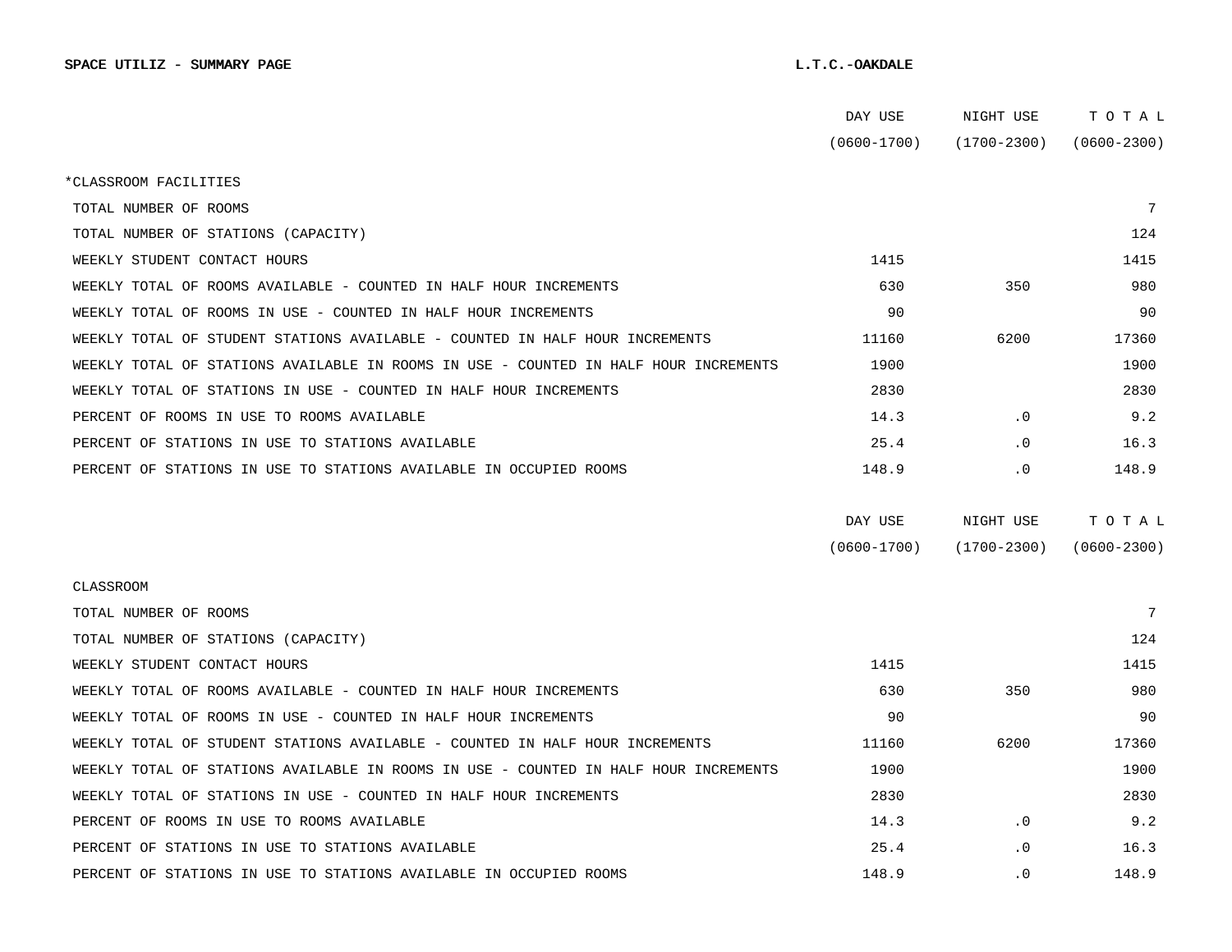**SPACE UTILIZ - SUMMARY PAGE** **L.T.C.-OAKDALE**

| | DAY USE (0600-1700) | NIGHT USE (1700-2300) | T O T A L (0600-2300) |
|---|---|---|---|
| *CLASSROOM FACILITIES | | | |
| TOTAL NUMBER OF ROOMS | | | 7 |
| TOTAL NUMBER OF STATIONS (CAPACITY) | | | 124 |
| WEEKLY STUDENT CONTACT HOURS | 1415 | | 1415 |
| WEEKLY TOTAL OF ROOMS AVAILABLE - COUNTED IN HALF HOUR INCREMENTS | 630 | 350 | 980 |
| WEEKLY TOTAL OF ROOMS IN USE - COUNTED IN HALF HOUR INCREMENTS | 90 | | 90 |
| WEEKLY TOTAL OF STUDENT STATIONS AVAILABLE - COUNTED IN HALF HOUR INCREMENTS | 11160 | 6200 | 17360 |
| WEEKLY TOTAL OF STATIONS AVAILABLE IN ROOMS IN USE - COUNTED IN HALF HOUR INCREMENTS | 1900 | | 1900 |
| WEEKLY TOTAL OF STATIONS IN USE - COUNTED IN HALF HOUR INCREMENTS | 2830 | | 2830 |
| PERCENT OF ROOMS IN USE TO ROOMS AVAILABLE | 14.3 | .0 | 9.2 |
| PERCENT OF STATIONS IN USE TO STATIONS AVAILABLE | 25.4 | .0 | 16.3 |
| PERCENT OF STATIONS IN USE TO STATIONS AVAILABLE IN OCCUPIED ROOMS | 148.9 | .0 | 148.9 |

| | DAY USE (0600-1700) | NIGHT USE (1700-2300) | T O T A L (0600-2300) |
|---|---|---|---|
| CLASSROOM | | | |
| TOTAL NUMBER OF ROOMS | | | 7 |
| TOTAL NUMBER OF STATIONS (CAPACITY) | | | 124 |
| WEEKLY STUDENT CONTACT HOURS | 1415 | | 1415 |
| WEEKLY TOTAL OF ROOMS AVAILABLE - COUNTED IN HALF HOUR INCREMENTS | 630 | 350 | 980 |
| WEEKLY TOTAL OF ROOMS IN USE - COUNTED IN HALF HOUR INCREMENTS | 90 | | 90 |
| WEEKLY TOTAL OF STUDENT STATIONS AVAILABLE - COUNTED IN HALF HOUR INCREMENTS | 11160 | 6200 | 17360 |
| WEEKLY TOTAL OF STATIONS AVAILABLE IN ROOMS IN USE - COUNTED IN HALF HOUR INCREMENTS | 1900 | | 1900 |
| WEEKLY TOTAL OF STATIONS IN USE - COUNTED IN HALF HOUR INCREMENTS | 2830 | | 2830 |
| PERCENT OF ROOMS IN USE TO ROOMS AVAILABLE | 14.3 | .0 | 9.2 |
| PERCENT OF STATIONS IN USE TO STATIONS AVAILABLE | 25.4 | .0 | 16.3 |
| PERCENT OF STATIONS IN USE TO STATIONS AVAILABLE IN OCCUPIED ROOMS | 148.9 | .0 | 148.9 |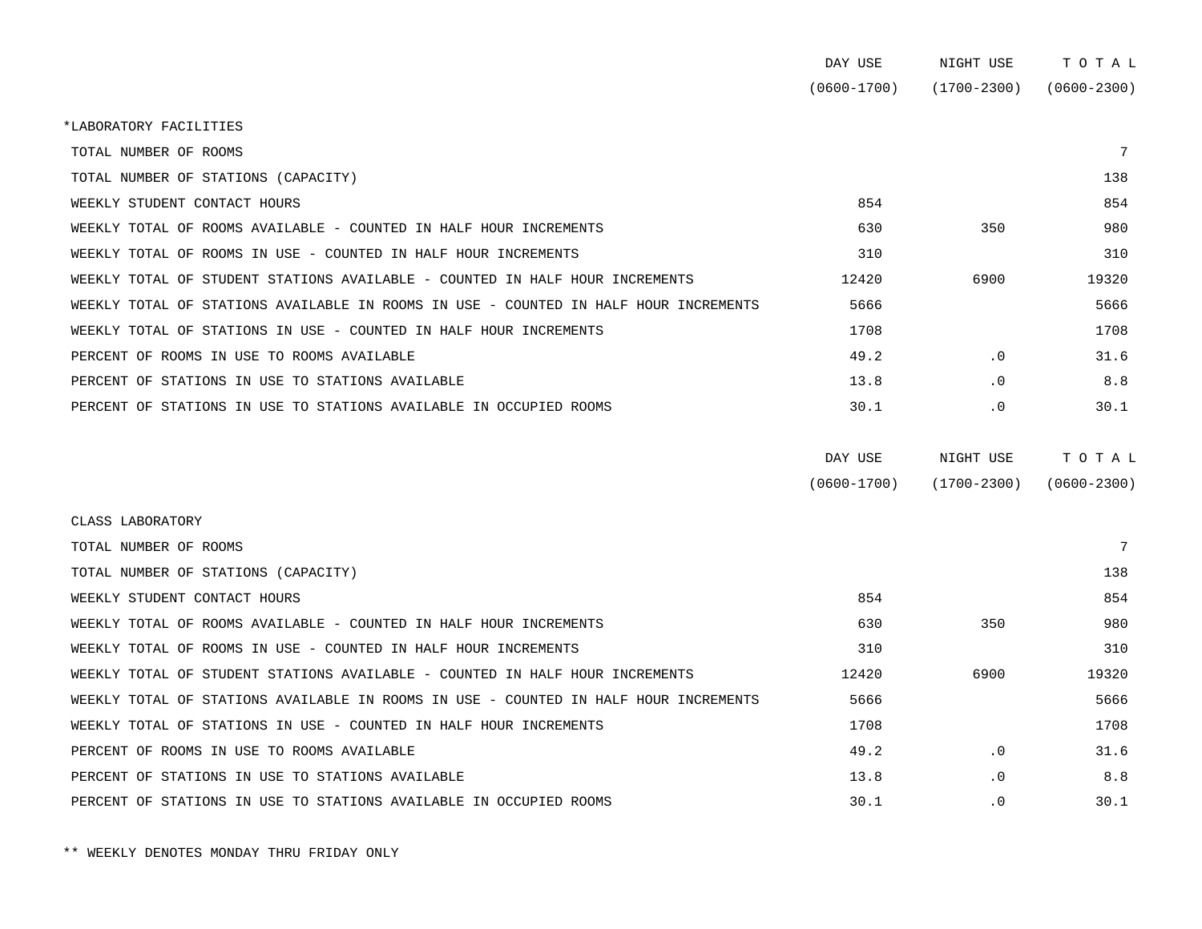| | DAY USE (0600-1700) | NIGHT USE (1700-2300) | T O T A L (0600-2300) |
|---|---|---|---|
| *LABORATORY FACILITIES | | | |
| TOTAL NUMBER OF ROOMS | | | 7 |
| TOTAL NUMBER OF STATIONS (CAPACITY) | | | 138 |
| WEEKLY STUDENT CONTACT HOURS | 854 | | 854 |
| WEEKLY TOTAL OF ROOMS AVAILABLE - COUNTED IN HALF HOUR INCREMENTS | 630 | 350 | 980 |
| WEEKLY TOTAL OF ROOMS IN USE - COUNTED IN HALF HOUR INCREMENTS | 310 | | 310 |
| WEEKLY TOTAL OF STUDENT STATIONS AVAILABLE - COUNTED IN HALF HOUR INCREMENTS | 12420 | 6900 | 19320 |
| WEEKLY TOTAL OF STATIONS AVAILABLE IN ROOMS IN USE - COUNTED IN HALF HOUR INCREMENTS | 5666 | | 5666 |
| WEEKLY TOTAL OF STATIONS IN USE - COUNTED IN HALF HOUR INCREMENTS | 1708 | | 1708 |
| PERCENT OF ROOMS IN USE TO ROOMS AVAILABLE | 49.2 | .0 | 31.6 |
| PERCENT OF STATIONS IN USE TO STATIONS AVAILABLE | 13.8 | .0 | 8.8 |
| PERCENT OF STATIONS IN USE TO STATIONS AVAILABLE IN OCCUPIED ROOMS | 30.1 | .0 | 30.1 |

| | DAY USE (0600-1700) | NIGHT USE (1700-2300) | T O T A L (0600-2300) |
|---|---|---|---|
| CLASS LABORATORY | | | |
| TOTAL NUMBER OF ROOMS | | | 7 |
| TOTAL NUMBER OF STATIONS (CAPACITY) | | | 138 |
| WEEKLY STUDENT CONTACT HOURS | 854 | | 854 |
| WEEKLY TOTAL OF ROOMS AVAILABLE - COUNTED IN HALF HOUR INCREMENTS | 630 | 350 | 980 |
| WEEKLY TOTAL OF ROOMS IN USE - COUNTED IN HALF HOUR INCREMENTS | 310 | | 310 |
| WEEKLY TOTAL OF STUDENT STATIONS AVAILABLE - COUNTED IN HALF HOUR INCREMENTS | 12420 | 6900 | 19320 |
| WEEKLY TOTAL OF STATIONS AVAILABLE IN ROOMS IN USE - COUNTED IN HALF HOUR INCREMENTS | 5666 | | 5666 |
| WEEKLY TOTAL OF STATIONS IN USE - COUNTED IN HALF HOUR INCREMENTS | 1708 | | 1708 |
| PERCENT OF ROOMS IN USE TO ROOMS AVAILABLE | 49.2 | .0 | 31.6 |
| PERCENT OF STATIONS IN USE TO STATIONS AVAILABLE | 13.8 | .0 | 8.8 |
| PERCENT OF STATIONS IN USE TO STATIONS AVAILABLE IN OCCUPIED ROOMS | 30.1 | .0 | 30.1 |

** WEEKLY DENOTES MONDAY THRU FRIDAY ONLY